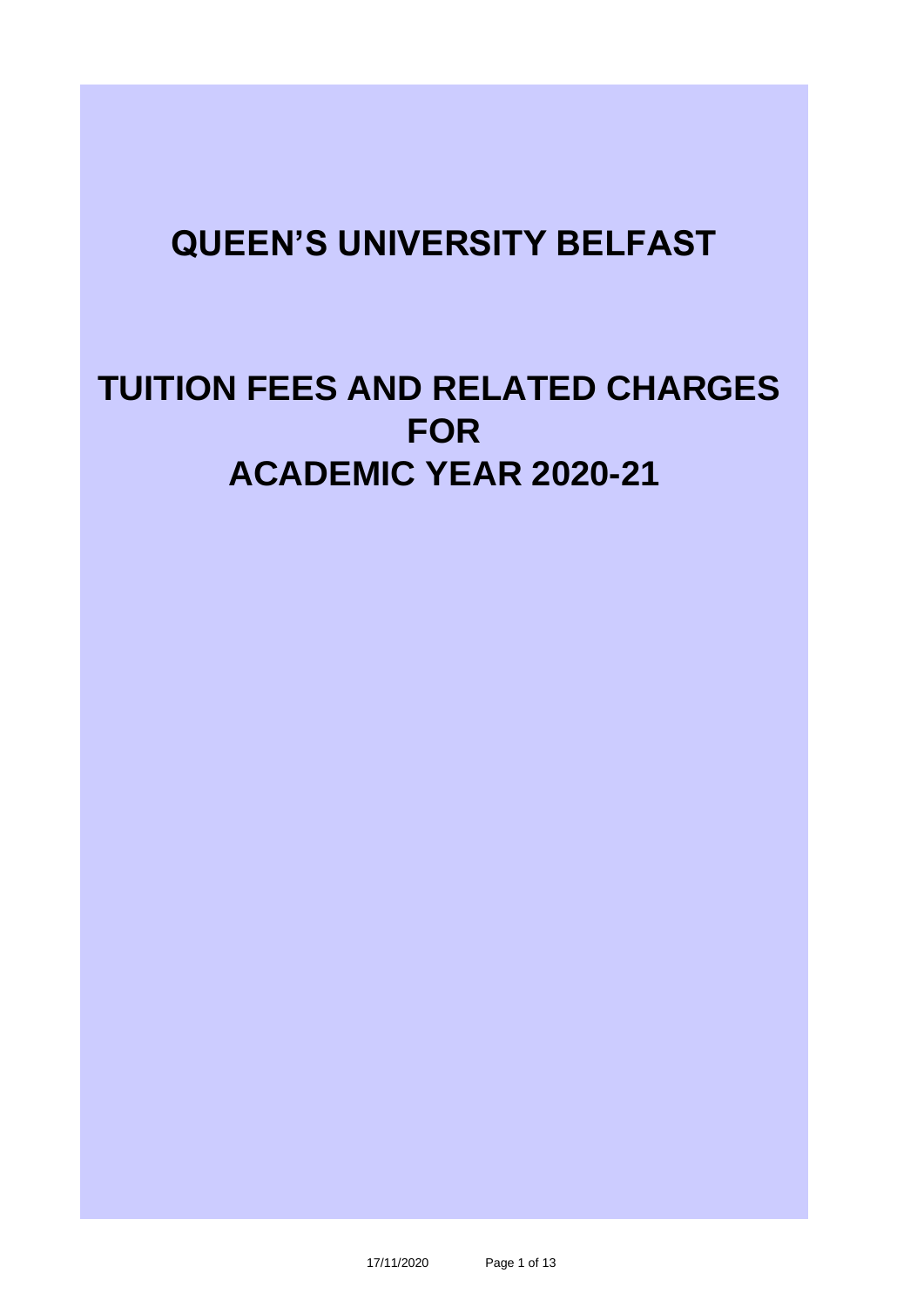# QUEEN'S UNIVERSITY BELFAST

# TUITION FEES AND RELATED CHARGES FOR ACADEMIC YEAR 2020-21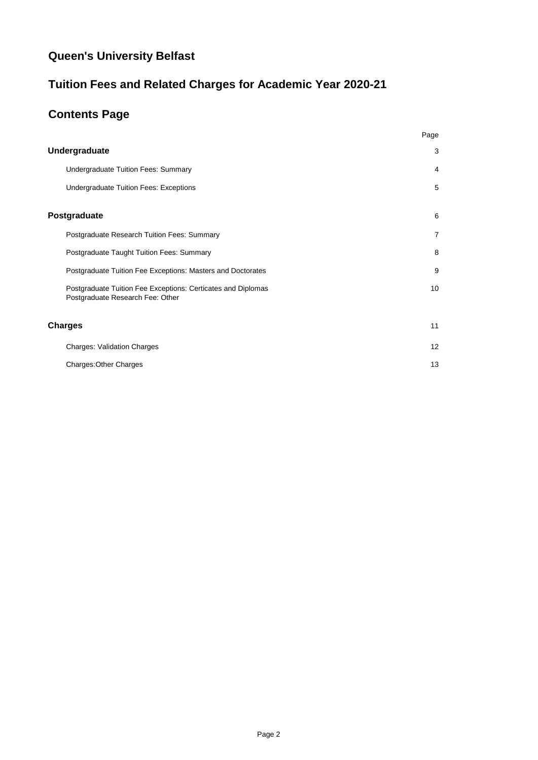# Queen's University Belfast

## Tuition Fees and Related Charges for Academic Year 2020-21

## Contents Page

| | Page |
|---|---|
| **Undergraduate** | 3 |
| Undergraduate Tuition Fees: Summary | 4 |
| Undergraduate Tuition Fees: Exceptions | 5 |
| **Postgraduate** | 6 |
| Postgraduate Research Tuition Fees: Summary | 7 |
| Postgraduate Taught Tuition Fees: Summary | 8 |
| Postgraduate Tuition Fee Exceptions: Masters and Doctorates | 9 |
| Postgraduate Tuition Fee Exceptions: Certicates and Diplomas<br>Postgraduate Research Fee: Other | 10 |
| **Charges** | 11 |
| Charges: Validation Charges | 12 |
| Charges:Other Charges | 13 |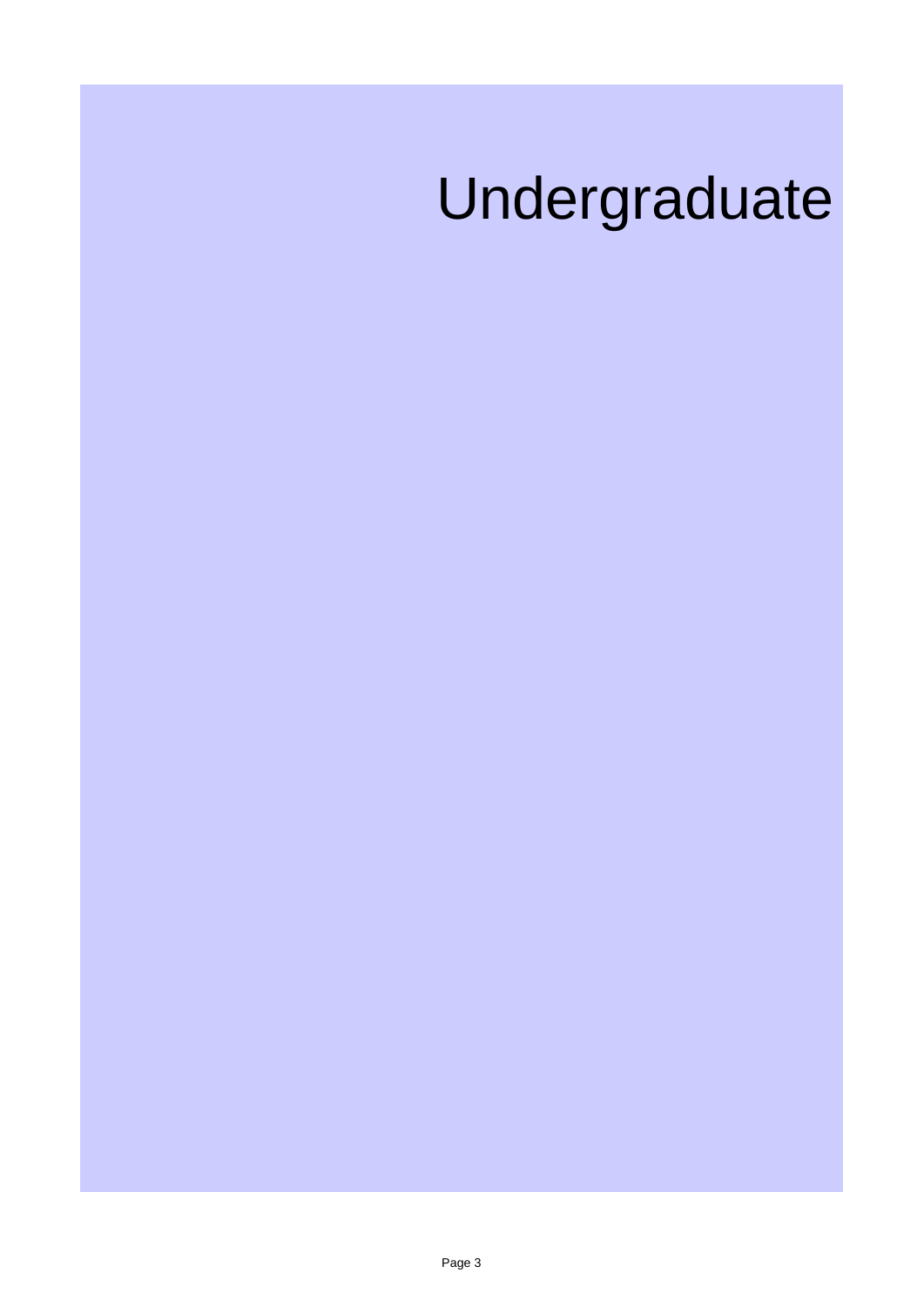# Undergraduate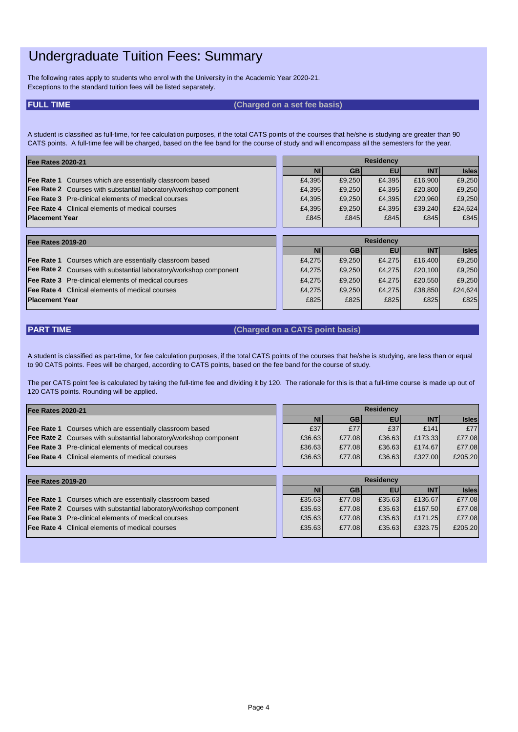# Undergraduate Tuition Fees: Summary

The following rates apply to students who enrol with the University in the Academic Year 2020-21.
Exceptions to the standard tuition fees will be listed separately.

## FULL TIME (Charged on a set fee basis)

A student is classified as full-time, for fee calculation purposes, if the total CATS points of the courses that he/she is studying are greater than 90 CATS points. A full-time fee will be charged, based on the fee band for the course of study and will encompass all the semesters for the year.

| Fee Rates 2020-21 | Residency | | | | |
|---|---|---|---|---|---|
| | NI | GB | EU | INT | Isles |
| **Fee Rate 1** Courses which are essentially classroom based | £4,395 | £9,250 | £4,395 | £16,900 | £9,250 |
| **Fee Rate 2** Courses with substantial laboratory/workshop component | £4,395 | £9,250 | £4,395 | £20,800 | £9,250 |
| **Fee Rate 3** Pre-clinical elements of medical courses | £4,395 | £9,250 | £4,395 | £20,960 | £9,250 |
| **Fee Rate 4** Clinical elements of medical courses | £4,395 | £9,250 | £4,395 | £39,240 | £24,624 |
| **Placement Year** | £845 | £845 | £845 | £845 | £845 |

| Fee Rates 2019-20 | Residency | | | | |
|---|---|---|---|---|---|
| | NI | GB | EU | INT | Isles |
| **Fee Rate 1** Courses which are essentially classroom based | £4,275 | £9,250 | £4,275 | £16,400 | £9,250 |
| **Fee Rate 2** Courses with substantial laboratory/workshop component | £4,275 | £9,250 | £4,275 | £20,100 | £9,250 |
| **Fee Rate 3** Pre-clinical elements of medical courses | £4,275 | £9,250 | £4,275 | £20,550 | £9,250 |
| **Fee Rate 4** Clinical elements of medical courses | £4,275 | £9,250 | £4,275 | £38,850 | £24,624 |
| **Placement Year** | £825 | £825 | £825 | £825 | £825 |

## PART TIME (Charged on a CATS point basis)

A student is classified as part-time, for fee calculation purposes, if the total CATS points of the courses that he/she is studying, are less than or equal to 90 CATS points. Fees will be charged, according to CATS points, based on the fee band for the course of study.

The per CATS point fee is calculated by taking the full-time fee and dividing it by 120. The rationale for this is that a full-time course is made up out of 120 CATS points. Rounding will be applied.

| Fee Rates 2020-21 | Residency | | | | |
|---|---|---|---|---|---|
| | NI | GB | EU | INT | Isles |
| **Fee Rate 1** Courses which are essentially classroom based | £37 | £77 | £37 | £141 | £77 |
| **Fee Rate 2** Courses with substantial laboratory/workshop component | £36.63 | £77.08 | £36.63 | £173.33 | £77.08 |
| **Fee Rate 3** Pre-clinical elements of medical courses | £36.63 | £77.08 | £36.63 | £174.67 | £77.08 |
| **Fee Rate 4** Clinical elements of medical courses | £36.63 | £77.08 | £36.63 | £327.00 | £205.20 |

| Fee Rates 2019-20 | Residency | | | | |
|---|---|---|---|---|---|
| | NI | GB | EU | INT | Isles |
| **Fee Rate 1** Courses which are essentially classroom based | £35.63 | £77.08 | £35.63 | £136.67 | £77.08 |
| **Fee Rate 2** Courses with substantial laboratory/workshop component | £35.63 | £77.08 | £35.63 | £167.50 | £77.08 |
| **Fee Rate 3** Pre-clinical elements of medical courses | £35.63 | £77.08 | £35.63 | £171.25 | £77.08 |
| **Fee Rate 4** Clinical elements of medical courses | £35.63 | £77.08 | £35.63 | £323.75 | £205.20 |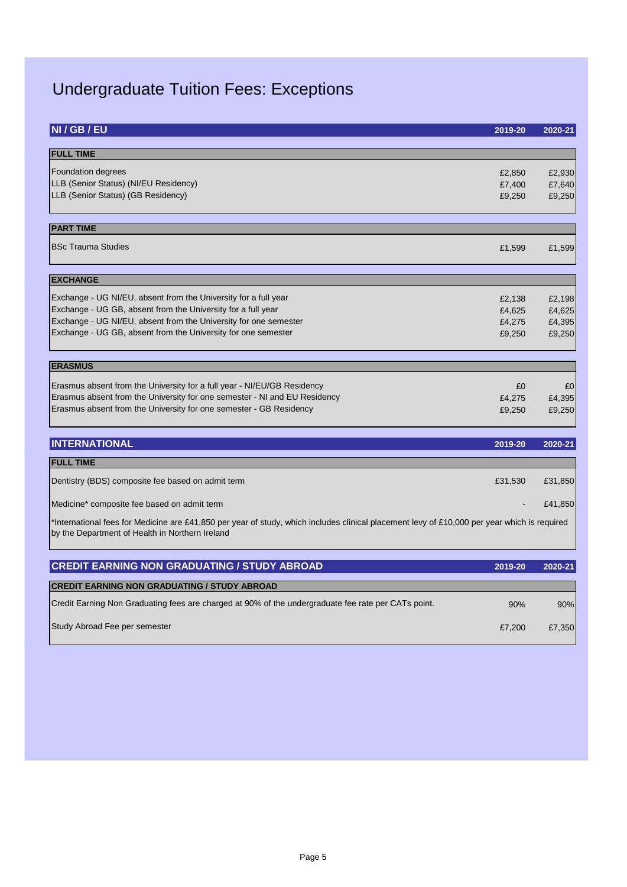# Undergraduate Tuition Fees: Exceptions

## NI / GB / EU

| | 2019-20 | 2020-21 |
|---|---|---|
| **FULL TIME** | | |
| Foundation degrees | £2,850 | £2,930 |
| LLB (Senior Status) (NI/EU Residency) | £7,400 | £7,640 |
| LLB (Senior Status) (GB Residency) | £9,250 | £9,250 |
| **PART TIME** | | |
| BSc Trauma Studies | £1,599 | £1,599 |
| **EXCHANGE** | | |
| Exchange - UG NI/EU, absent from the University for a full year | £2,138 | £2,198 |
| Exchange - UG GB, absent from the University for a full year | £4,625 | £4,625 |
| Exchange - UG NI/EU, absent from the University for one semester | £4,275 | £4,395 |
| Exchange - UG GB, absent from the University for one semester | £9,250 | £9,250 |
| **ERASMUS** | | |
| Erasmus absent from the University for a full year - NI/EU/GB Residency | £0 | £0 |
| Erasmus absent from the University for one semester - NI and EU Residency | £4,275 | £4,395 |
| Erasmus absent from the University for one semester - GB Residency | £9,250 | £9,250 |

## INTERNATIONAL

| | 2019-20 | 2020-21 |
|---|---|---|
| **FULL TIME** | | |
| Dentistry (BDS) composite fee based on admit term | £31,530 | £31,850 |
| Medicine* composite fee based on admit term | - | £41,850 |

*International fees for Medicine are £41,850 per year of study, which includes clinical placement levy of £10,000 per year which is required by the Department of Health in Northern Ireland

## CREDIT EARNING NON GRADUATING / STUDY ABROAD

| | 2019-20 | 2020-21 |
|---|---|---|
| **CREDIT EARNING NON GRADUATING / STUDY ABROAD** | | |
| Credit Earning Non Graduating fees are charged at 90% of the undergraduate fee rate per CATs point. | 90% | 90% |
| Study Abroad Fee per semester | £7,200 | £7,350 |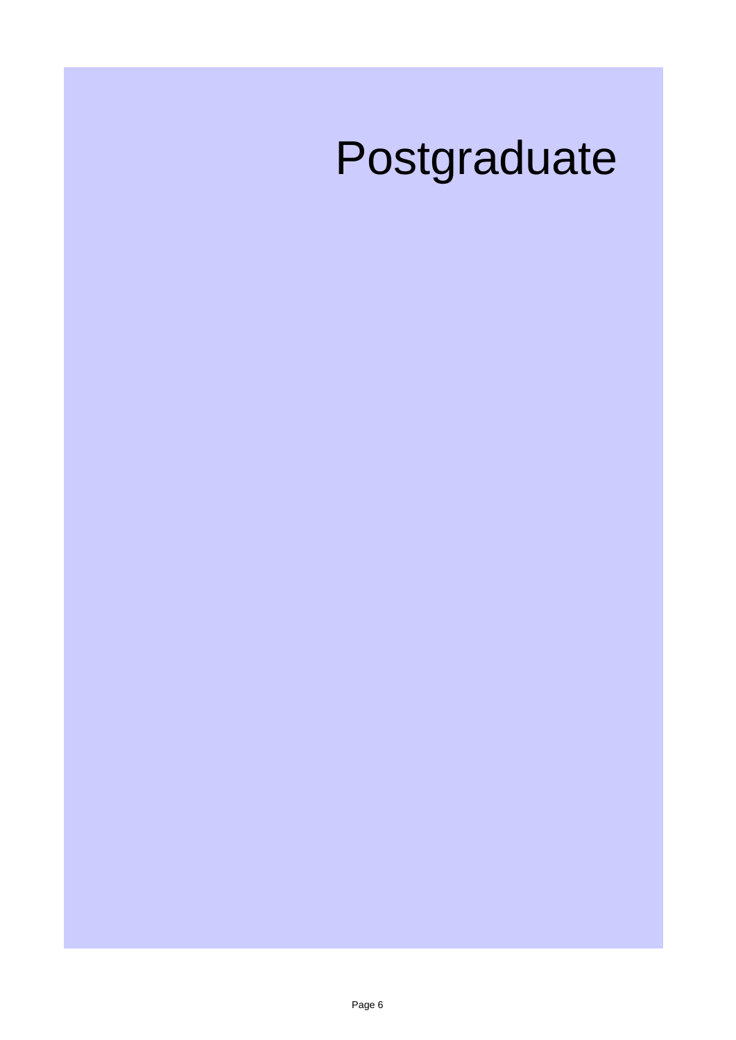# Postgraduate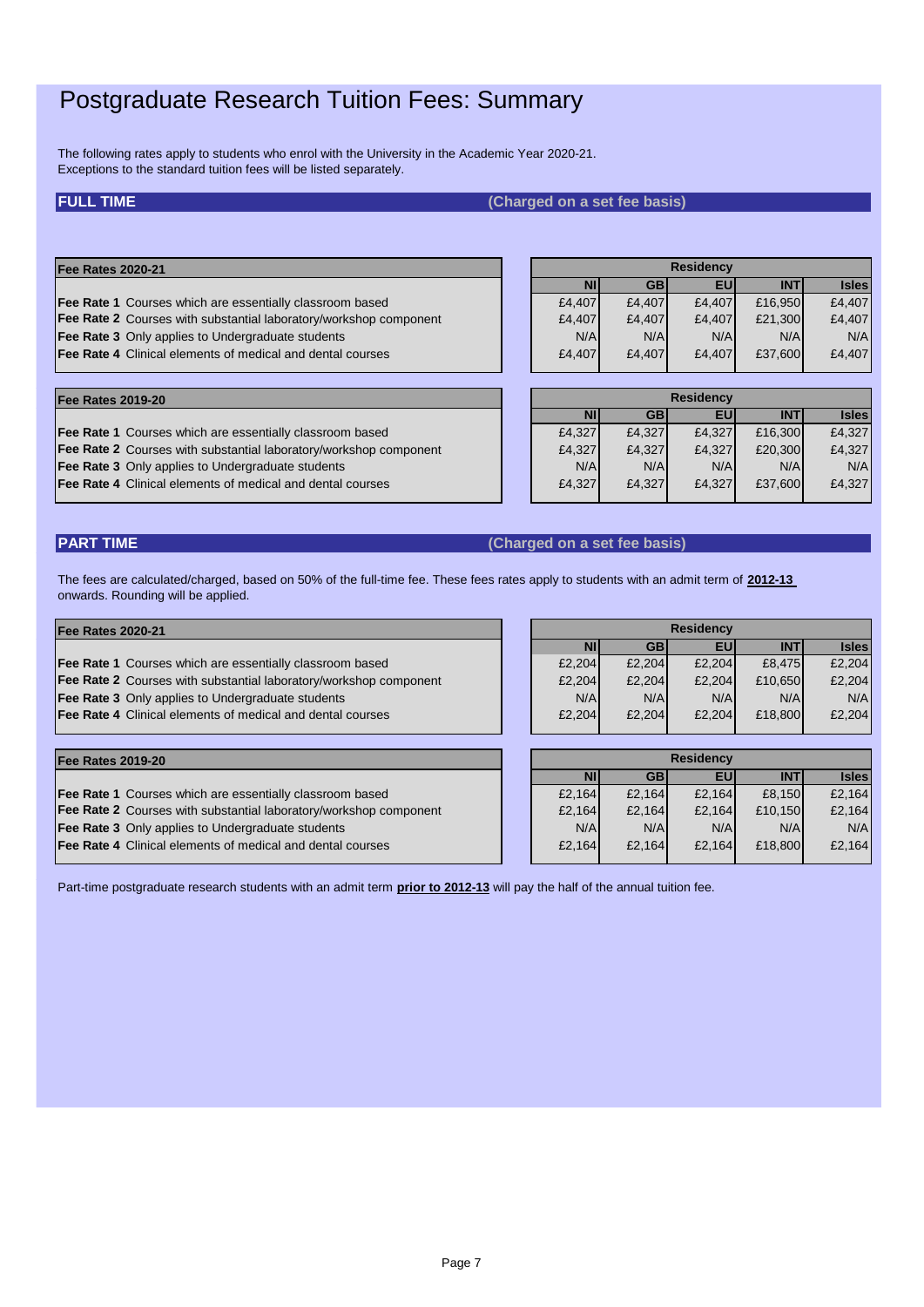# Postgraduate Research Tuition Fees: Summary

The following rates apply to students who enrol with the University in the Academic Year 2020-21.
Exceptions to the standard tuition fees will be listed separately.

## FULL TIME (Charged on a set fee basis)

| Fee Rates 2020-21 | Residency | | | | |
|---|---|---|---|---|---|
| | NI | GB | EU | INT | Isles |
| **Fee Rate 1** Courses which are essentially classroom based | £4,407 | £4,407 | £4,407 | £16,950 | £4,407 |
| **Fee Rate 2** Courses with substantial laboratory/workshop component | £4,407 | £4,407 | £4,407 | £21,300 | £4,407 |
| **Fee Rate 3** Only applies to Undergraduate students | N/A | N/A | N/A | N/A | N/A |
| **Fee Rate 4** Clinical elements of medical and dental courses | £4,407 | £4,407 | £4,407 | £37,600 | £4,407 |

| Fee Rates 2019-20 | Residency | | | | |
|---|---|---|---|---|---|
| | NI | GB | EU | INT | Isles |
| **Fee Rate 1** Courses which are essentially classroom based | £4,327 | £4,327 | £4,327 | £16,300 | £4,327 |
| **Fee Rate 2** Courses with substantial laboratory/workshop component | £4,327 | £4,327 | £4,327 | £20,300 | £4,327 |
| **Fee Rate 3** Only applies to Undergraduate students | N/A | N/A | N/A | N/A | N/A |
| **Fee Rate 4** Clinical elements of medical and dental courses | £4,327 | £4,327 | £4,327 | £37,600 | £4,327 |

## PART TIME (Charged on a set fee basis)

The fees are calculated/charged, based on 50% of the full-time fee. These fees rates apply to students with an admit term of **2012-13** onwards. Rounding will be applied.

| Fee Rates 2020-21 | Residency | | | | |
|---|---|---|---|---|---|
| | NI | GB | EU | INT | Isles |
| **Fee Rate 1** Courses which are essentially classroom based | £2,204 | £2,204 | £2,204 | £8,475 | £2,204 |
| **Fee Rate 2** Courses with substantial laboratory/workshop component | £2,204 | £2,204 | £2,204 | £10,650 | £2,204 |
| **Fee Rate 3** Only applies to Undergraduate students | N/A | N/A | N/A | N/A | N/A |
| **Fee Rate 4** Clinical elements of medical and dental courses | £2,204 | £2,204 | £2,204 | £18,800 | £2,204 |

| Fee Rates 2019-20 | Residency | | | | |
|---|---|---|---|---|---|
| | NI | GB | EU | INT | Isles |
| **Fee Rate 1** Courses which are essentially classroom based | £2,164 | £2,164 | £2,164 | £8,150 | £2,164 |
| **Fee Rate 2** Courses with substantial laboratory/workshop component | £2,164 | £2,164 | £2,164 | £10,150 | £2,164 |
| **Fee Rate 3** Only applies to Undergraduate students | N/A | N/A | N/A | N/A | N/A |
| **Fee Rate 4** Clinical elements of medical and dental courses | £2,164 | £2,164 | £2,164 | £18,800 | £2,164 |

Part-time postgraduate research students with an admit term **prior to 2012-13** will pay the half of the annual tuition fee.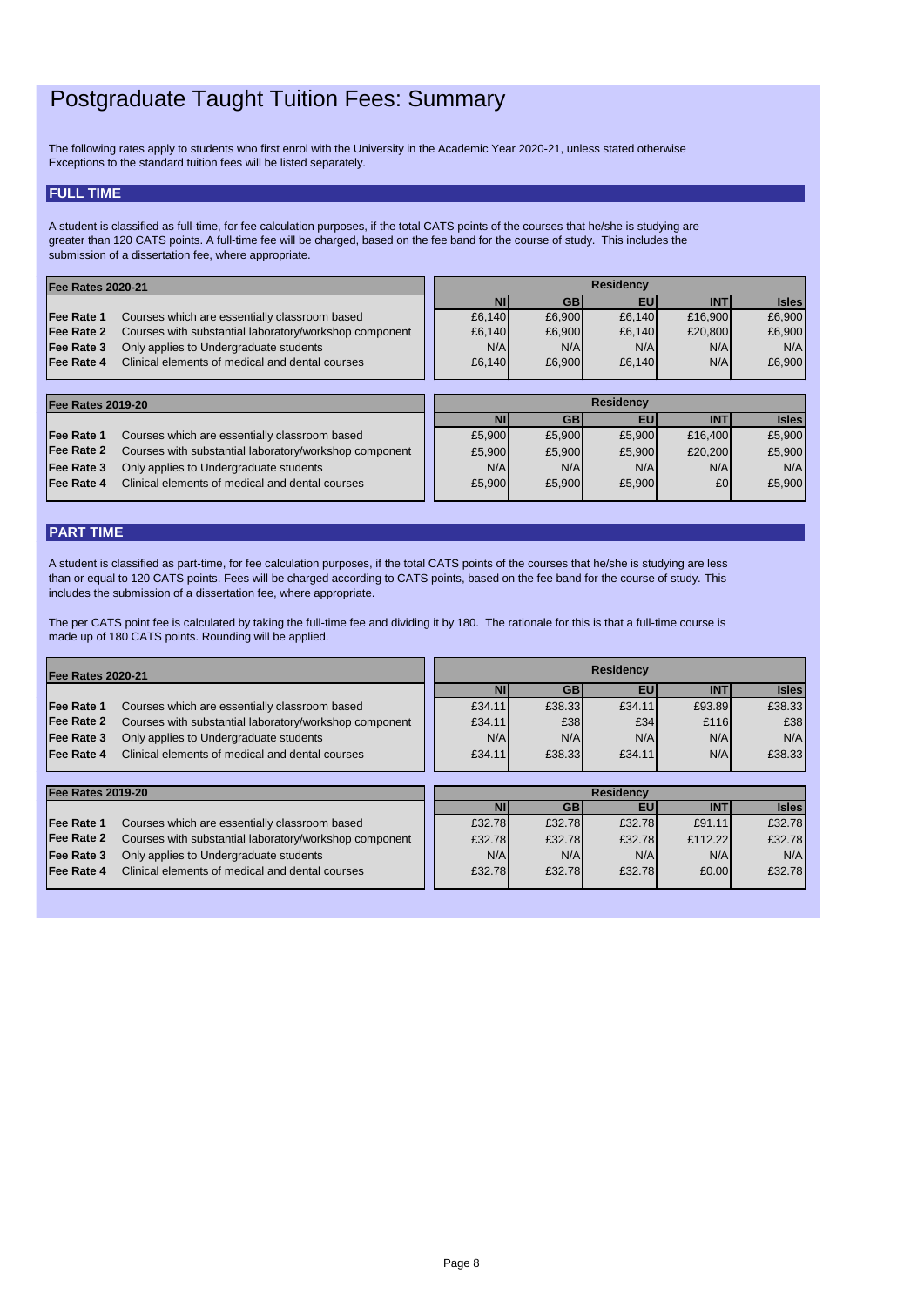# Postgraduate Taught Tuition Fees: Summary

The following rates apply to students who first enrol with the University in the Academic Year 2020-21, unless stated otherwise
Exceptions to the standard tuition fees will be listed separately.

## FULL TIME

A student is classified as full-time, for fee calculation purposes, if the total CATS points of the courses that he/she is studying are greater than 120 CATS points. A full-time fee will be charged, based on the fee band for the course of study. This includes the submission of a dissertation fee, where appropriate.

| Fee Rates 2020-21 | | Residency | | | | |
|---|---|---|---|---|---|---|
| | | NI | GB | EU | INT | Isles |
| **Fee Rate 1** | Courses which are essentially classroom based | £6,140 | £6,900 | £6,140 | £16,900 | £6,900 |
| **Fee Rate 2** | Courses with substantial laboratory/workshop component | £6,140 | £6,900 | £6,140 | £20,800 | £6,900 |
| **Fee Rate 3** | Only applies to Undergraduate students | N/A | N/A | N/A | N/A | N/A |
| **Fee Rate 4** | Clinical elements of medical and dental courses | £6,140 | £6,900 | £6,140 | N/A | £6,900 |

| Fee Rates 2019-20 | | Residency | | | | |
|---|---|---|---|---|---|---|
| | | NI | GB | EU | INT | Isles |
| **Fee Rate 1** | Courses which are essentially classroom based | £5,900 | £5,900 | £5,900 | £16,400 | £5,900 |
| **Fee Rate 2** | Courses with substantial laboratory/workshop component | £5,900 | £5,900 | £5,900 | £20,200 | £5,900 |
| **Fee Rate 3** | Only applies to Undergraduate students | N/A | N/A | N/A | N/A | N/A |
| **Fee Rate 4** | Clinical elements of medical and dental courses | £5,900 | £5,900 | £5,900 | £0 | £5,900 |

## PART TIME

A student is classified as part-time, for fee calculation purposes, if the total CATS points of the courses that he/she is studying are less than or equal to 120 CATS points. Fees will be charged according to CATS points, based on the fee band for the course of study. This includes the submission of a dissertation fee, where appropriate.

The per CATS point fee is calculated by taking the full-time fee and dividing it by 180. The rationale for this is that a full-time course is made up of 180 CATS points. Rounding will be applied.

| Fee Rates 2020-21 | | Residency | | | | |
|---|---|---|---|---|---|---|
| | | NI | GB | EU | INT | Isles |
| **Fee Rate 1** | Courses which are essentially classroom based | £34.11 | £38.33 | £34.11 | £93.89 | £38.33 |
| **Fee Rate 2** | Courses with substantial laboratory/workshop component | £34.11 | £38 | £34 | £116 | £38 |
| **Fee Rate 3** | Only applies to Undergraduate students | N/A | N/A | N/A | N/A | N/A |
| **Fee Rate 4** | Clinical elements of medical and dental courses | £34.11 | £38.33 | £34.11 | N/A | £38.33 |

| Fee Rates 2019-20 | | Residency | | | | |
|---|---|---|---|---|---|---|
| | | NI | GB | EU | INT | Isles |
| **Fee Rate 1** | Courses which are essentially classroom based | £32.78 | £32.78 | £32.78 | £91.11 | £32.78 |
| **Fee Rate 2** | Courses with substantial laboratory/workshop component | £32.78 | £32.78 | £32.78 | £112.22 | £32.78 |
| **Fee Rate 3** | Only applies to Undergraduate students | N/A | N/A | N/A | N/A | N/A |
| **Fee Rate 4** | Clinical elements of medical and dental courses | £32.78 | £32.78 | £32.78 | £0.00 | £32.78 |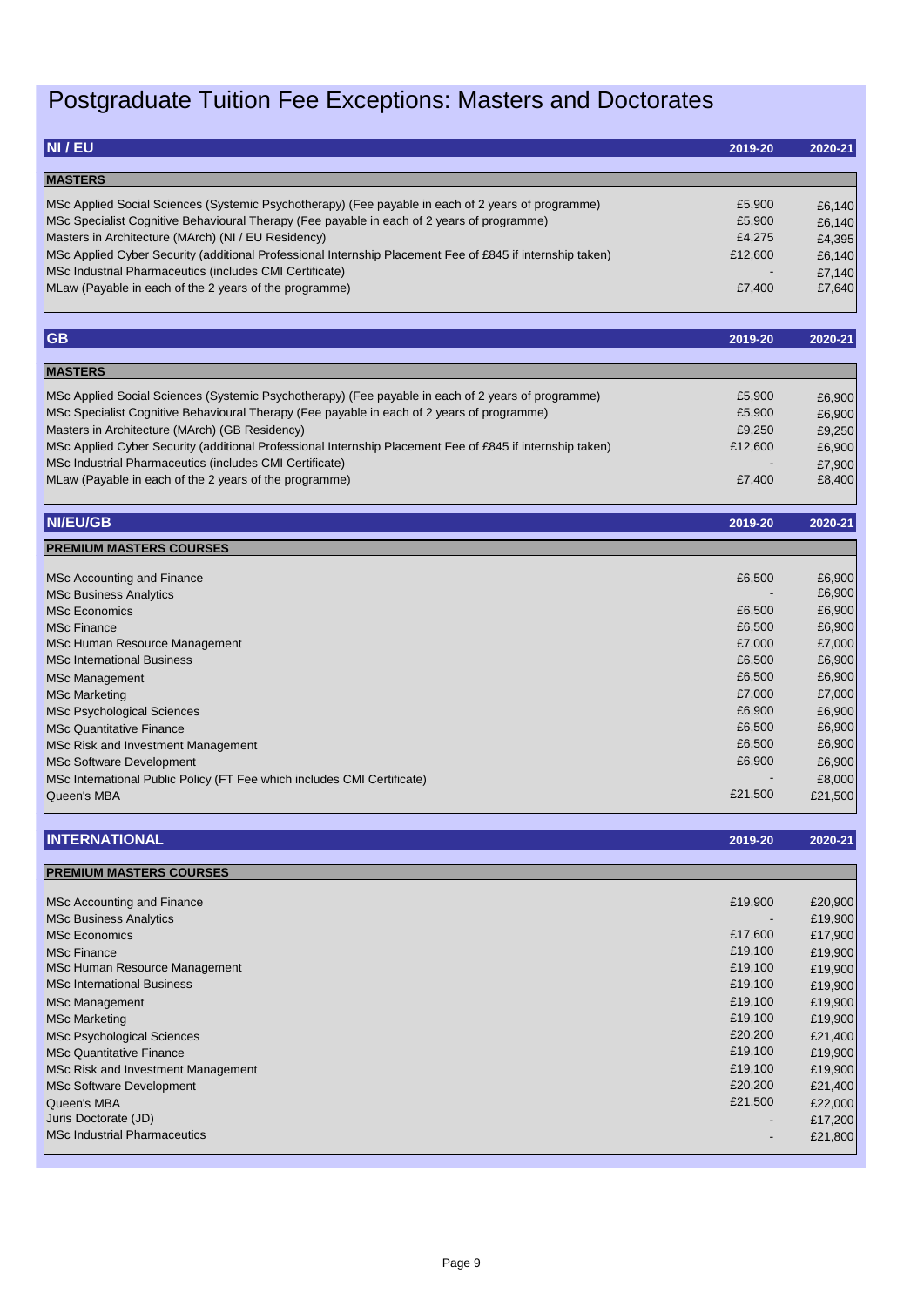# Postgraduate Tuition Fee Exceptions: Masters and Doctorates

## NI / EU

| MASTERS | 2019-20 | 2020-21 |
|---|---|---|
| MSc Applied Social Sciences (Systemic Psychotherapy) (Fee payable in each of 2 years of programme) | £5,900 | £6,140 |
| MSc Specialist Cognitive Behavioural Therapy (Fee payable in each of 2 years of programme) | £5,900 | £6,140 |
| Masters in Architecture (MArch) (NI / EU Residency) | £4,275 | £4,395 |
| MSc Applied Cyber Security (additional Professional Internship Placement Fee of £845 if internship taken) | £12,600 | £6,140 |
| MSc Industrial Pharmaceutics (includes CMI Certificate) | - | £7,140 |
| MLaw (Payable in each of the 2 years of the programme) | £7,400 | £7,640 |

## GB

| MASTERS | 2019-20 | 2020-21 |
|---|---|---|
| MSc Applied Social Sciences (Systemic Psychotherapy) (Fee payable in each of 2 years of programme) | £5,900 | £6,900 |
| MSc Specialist Cognitive Behavioural Therapy (Fee payable in each of 2 years of programme) | £5,900 | £6,900 |
| Masters in Architecture (MArch) (GB Residency) | £9,250 | £9,250 |
| MSc Applied Cyber Security (additional Professional Internship Placement Fee of £845 if internship taken) | £12,600 | £6,900 |
| MSc Industrial Pharmaceutics (includes CMI Certificate) | - | £7,900 |
| MLaw (Payable in each of the 2 years of the programme) | £7,400 | £8,400 |

## NI/EU/GB

| PREMIUM MASTERS COURSES | 2019-20 | 2020-21 |
|---|---|---|
| MSc Accounting and Finance | £6,500 | £6,900 |
| MSc Business Analytics | - | £6,900 |
| MSc Economics | £6,500 | £6,900 |
| MSc Finance | £6,500 | £6,900 |
| MSc Human Resource Management | £7,000 | £7,000 |
| MSc International Business | £6,500 | £6,900 |
| MSc Management | £6,500 | £6,900 |
| MSc Marketing | £7,000 | £7,000 |
| MSc Psychological Sciences | £6,900 | £6,900 |
| MSc Quantitative Finance | £6,500 | £6,900 |
| MSc Risk and Investment Management | £6,500 | £6,900 |
| MSc Software Development | £6,900 | £6,900 |
| MSc International Public Policy (FT Fee which includes CMI Certificate) | - | £8,000 |
| Queen's MBA | £21,500 | £21,500 |

## INTERNATIONAL

| PREMIUM MASTERS COURSES | 2019-20 | 2020-21 |
|---|---|---|
| MSc Accounting and Finance | £19,900 | £20,900 |
| MSc Business Analytics | - | £19,900 |
| MSc Economics | £17,600 | £17,900 |
| MSc Finance | £19,100 | £19,900 |
| MSc Human Resource Management | £19,100 | £19,900 |
| MSc International Business | £19,100 | £19,900 |
| MSc Management | £19,100 | £19,900 |
| MSc Marketing | £19,100 | £19,900 |
| MSc Psychological Sciences | £20,200 | £21,400 |
| MSc Quantitative Finance | £19,100 | £19,900 |
| MSc Risk and Investment Management | £19,100 | £19,900 |
| MSc Software Development | £20,200 | £21,400 |
| Queen's MBA | £21,500 | £22,000 |
| Juris Doctorate (JD) | - | £17,200 |
| MSc Industrial Pharmaceutics | - | £21,800 |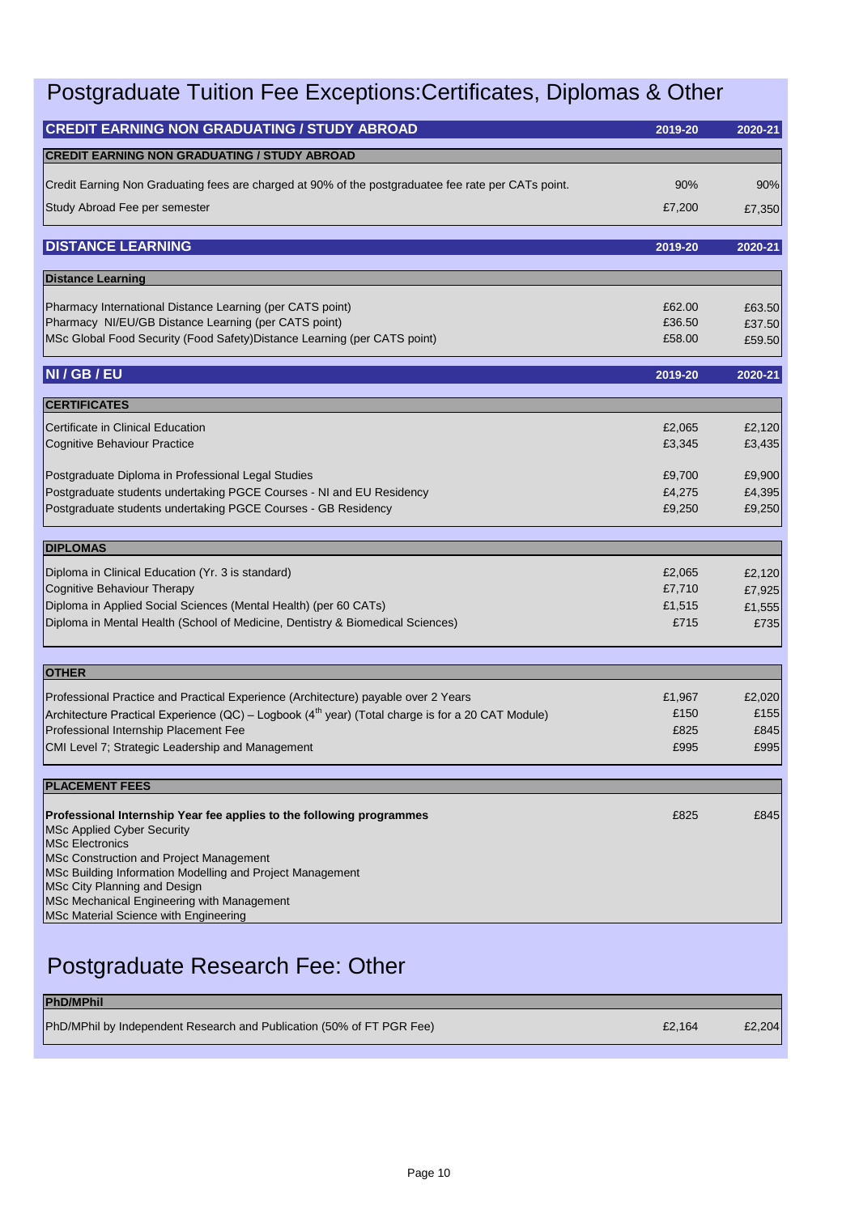# Postgraduate Tuition Fee Exceptions:Certificates, Diplomas & Other

| CREDIT EARNING NON GRADUATING / STUDY ABROAD | 2019-20 | 2020-21 |
|---|---|---|
| **CREDIT EARNING NON GRADUATING / STUDY ABROAD** | | |
| Credit Earning Non Graduating fees are charged at 90% of the postgraduatee fee rate per CATs point. | 90% | 90% |
| Study Abroad Fee per semester | £7,200 | £7,350 |

| DISTANCE LEARNING | 2019-20 | 2020-21 |
|---|---|---|
| **Distance Learning** | | |
| Pharmacy International Distance Learning (per CATS point) | £62.00 | £63.50 |
| Pharmacy NI/EU/GB Distance Learning (per CATS point) | £36.50 | £37.50 |
| MSc Global Food Security (Food Safety)Distance Learning (per CATS point) | £58.00 | £59.50 |

| NI / GB / EU | 2019-20 | 2020-21 |
|---|---|---|
| **CERTIFICATES** | | |
| Certificate in Clinical Education | £2,065 | £2,120 |
| Cognitive Behaviour Practice | £3,345 | £3,435 |
| Postgraduate Diploma in Professional Legal Studies | £9,700 | £9,900 |
| Postgraduate students undertaking PGCE Courses - NI and EU Residency | £4,275 | £4,395 |
| Postgraduate students undertaking PGCE Courses - GB Residency | £9,250 | £9,250 |
| **DIPLOMAS** | | |
| Diploma in Clinical Education (Yr. 3 is standard) | £2,065 | £2,120 |
| Cognitive Behaviour Therapy | £7,710 | £7,925 |
| Diploma in Applied Social Sciences (Mental Health) (per 60 CATs) | £1,515 | £1,555 |
| Diploma in Mental Health (School of Medicine, Dentistry & Biomedical Sciences) | £715 | £735 |
| **OTHER** | | |
| Professional Practice and Practical Experience (Architecture) payable over 2 Years | £1,967 | £2,020 |
| Architecture Practical Experience (QC) – Logbook (4th year) (Total charge is for a 20 CAT Module) | £150 | £155 |
| Professional Internship Placement Fee | £825 | £845 |
| CMI Level 7; Strategic Leadership and Management | £995 | £995 |
| **PLACEMENT FEES** | | |
| **Professional Internship Year fee applies to the following programmes**<br>MSc Applied Cyber Security<br>MSc Electronics<br>MSc Construction and Project Management<br>MSc Building Information Modelling and Project Management<br>MSc City Planning and Design<br>MSc Mechanical Engineering with Management<br>MSc Material Science with Engineering | £825 | £845 |

# Postgraduate Research Fee: Other

| PhD/MPhil | | |
|---|---|---|
| PhD/MPhil by Independent Research and Publication (50% of FT PGR Fee) | £2,164 | £2,204 |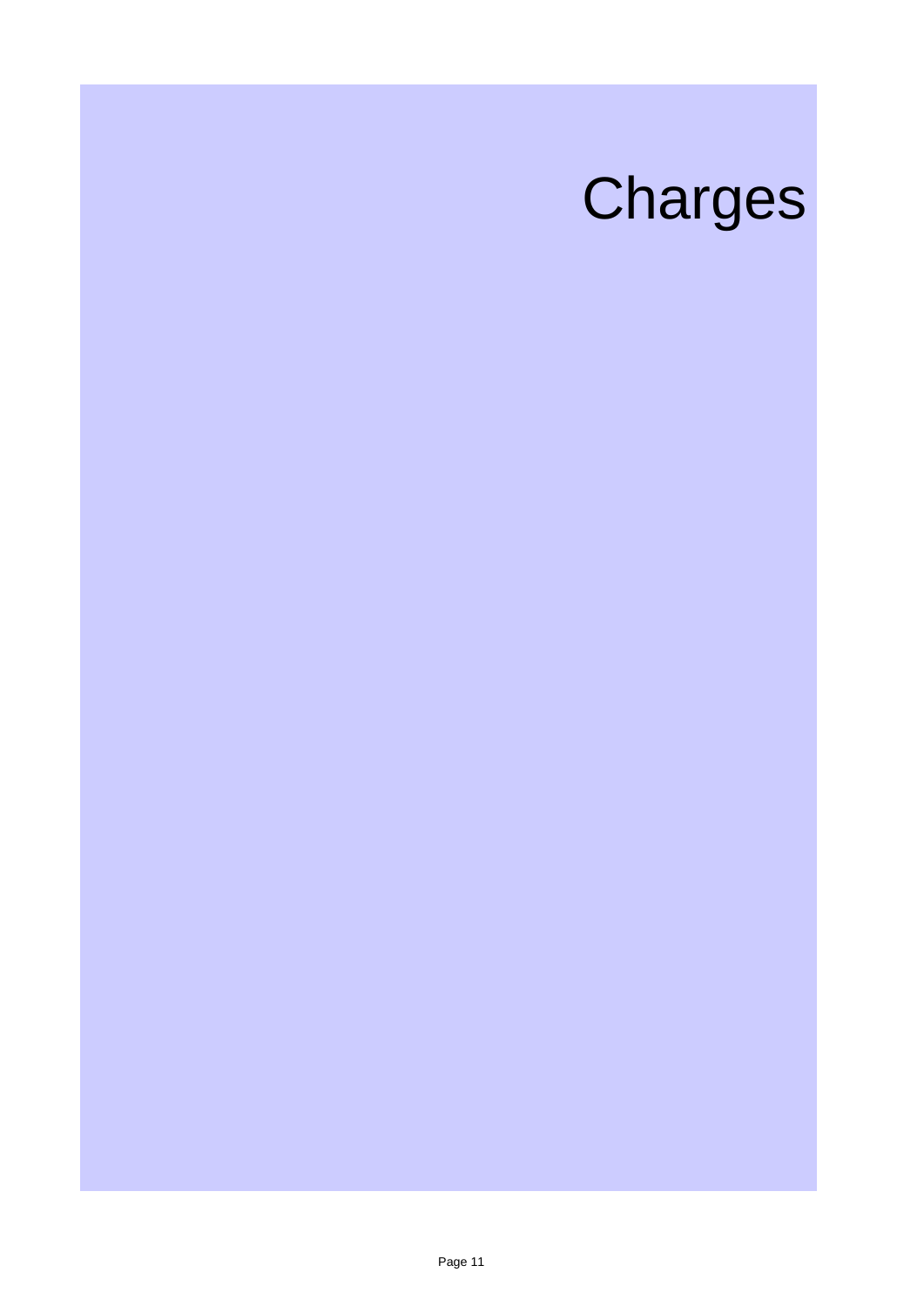# Charges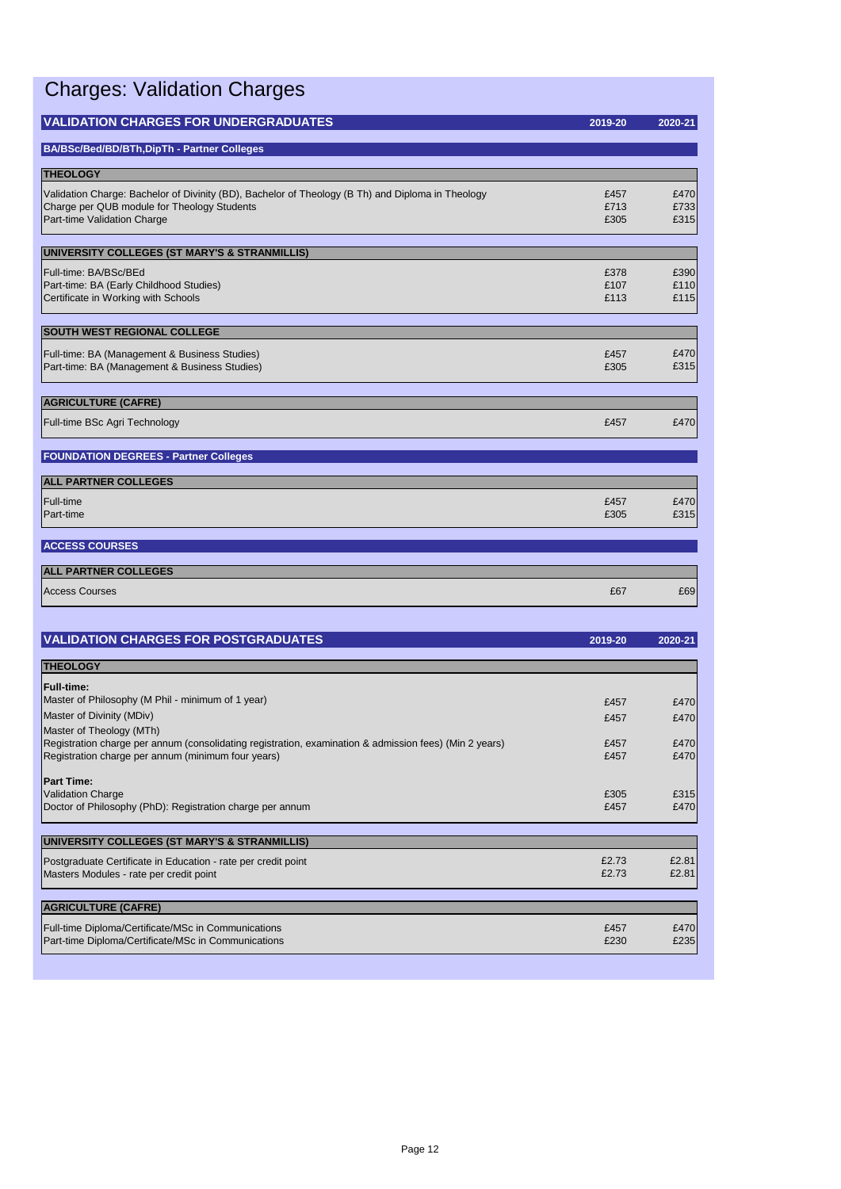# Charges: Validation Charges

| VALIDATION CHARGES FOR UNDERGRADUATES | 2019-20 | 2020-21 |
|---|---|---|
| **BA/BSc/Bed/BD/BTh,DipTh - Partner Colleges** | | |
| **THEOLOGY** | | |
| Validation Charge: Bachelor of Divinity (BD), Bachelor of Theology (B Th) and Diploma in Theology | £457 | £470 |
| Charge per QUB module for Theology Students | £713 | £733 |
| Part-time Validation Charge | £305 | £315 |
| **UNIVERSITY COLLEGES (ST MARY'S & STRANMILLIS)** | | |
| Full-time: BA/BSc/BEd | £378 | £390 |
| Part-time: BA (Early Childhood Studies) | £107 | £110 |
| Certificate in Working with Schools | £113 | £115 |
| **SOUTH WEST REGIONAL COLLEGE** | | |
| Full-time: BA (Management & Business Studies) | £457 | £470 |
| Part-time: BA (Management & Business Studies) | £305 | £315 |
| **AGRICULTURE (CAFRE)** | | |
| Full-time BSc Agri Technology | £457 | £470 |
| **FOUNDATION DEGREES - Partner Colleges** | | |
| **ALL PARTNER COLLEGES** | | |
| Full-time | £457 | £470 |
| Part-time | £305 | £315 |
| **ACCESS COURSES** | | |
| **ALL PARTNER COLLEGES** | | |
| Access Courses | £67 | £69 |

| VALIDATION CHARGES FOR POSTGRADUATES | 2019-20 | 2020-21 |
|---|---|---|
| **THEOLOGY** | | |
| **Full-time:** | | |
| Master of Philosophy (M Phil - minimum of 1 year) | £457 | £470 |
| Master of Divinity (MDiv) | £457 | £470 |
| Master of Theology (MTh) | | |
| Registration charge per annum (consolidating registration, examination & admission fees) (Min 2 years) | £457 | £470 |
| Registration charge per annum (minimum four years) | £457 | £470 |
| **Part Time:** | | |
| Validation Charge | £305 | £315 |
| Doctor of Philosophy (PhD): Registration charge per annum | £457 | £470 |
| **UNIVERSITY COLLEGES (ST MARY'S & STRANMILLIS)** | | |
| Postgraduate Certificate in Education - rate per credit point | £2.73 | £2.81 |
| Masters Modules - rate per credit point | £2.73 | £2.81 |
| **AGRICULTURE (CAFRE)** | | |
| Full-time Diploma/Certificate/MSc in Communications | £457 | £470 |
| Part-time Diploma/Certificate/MSc in Communications | £230 | £235 |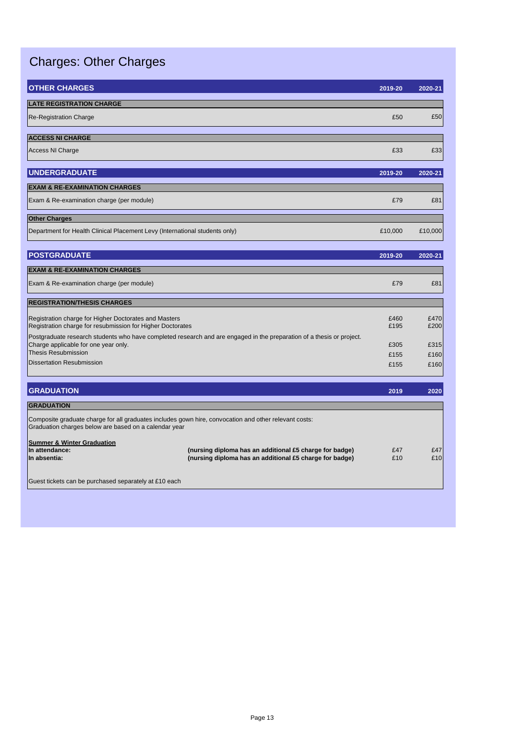# Charges: Other Charges

| OTHER CHARGES | 2019-20 | 2020-21 |
| --- | --- | --- |
| **LATE REGISTRATION CHARGE** | | |
| Re-Registration Charge | £50 | £50 |
| **ACCESS NI CHARGE** | | |
| Access NI Charge | £33 | £33 |

| UNDERGRADUATE | 2019-20 | 2020-21 |
| --- | --- | --- |
| **EXAM & RE-EXAMINATION CHARGES** | | |
| Exam & Re-examination charge (per module) | £79 | £81 |
| **Other Charges** | | |
| Department for Health Clinical Placement Levy (International students only) | £10,000 | £10,000 |

| POSTGRADUATE | 2019-20 | 2020-21 |
| --- | --- | --- |
| **EXAM & RE-EXAMINATION CHARGES** | | |
| Exam & Re-examination charge (per module) | £79 | £81 |
| **REGISTRATION/THESIS CHARGES** | | |
| Registration charge for Higher Doctorates and Masters | £460 | £470 |
| Registration charge for resubmission for Higher Doctorates | £195 | £200 |
| Postgraduate research students who have completed research and are engaged in the preparation of a thesis or project. Charge applicable for one year only. | £305 | £315 |
| Thesis Resubmission | £155 | £160 |
| Dissertation Resubmission | £155 | £160 |

| GRADUATION | | 2019 | 2020 |
| --- | --- | --- | --- |
| **GRADUATION** | | | |
| Composite graduate charge for all graduates includes gown hire, convocation and other relevant costs: Graduation charges below are based on a calendar year | | | |
| **Summer & Winter Graduation** | | | |
| **In attendance:** | **(nursing diploma has an additional £5 charge for badge)** | £47 | £47 |
| **In absentia:** | **(nursing diploma has an additional £5 charge for badge)** | £10 | £10 |
| Guest tickets can be purchased separately at £10 each | | | |